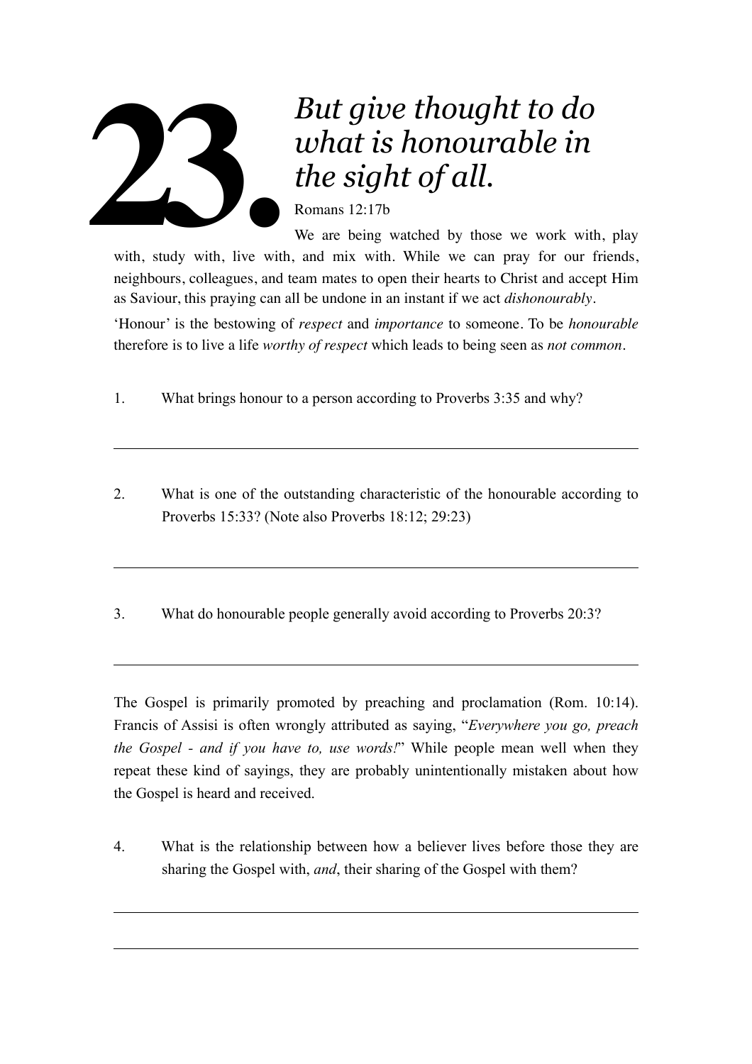# 23. *But give thought to do what is honourable in the sight of all.*

Romans 12:17b

We are being watched by those we work with, play with, study with, live with, and mix with. While we can pray for our friends, neighbours, colleagues, and team mates to open their hearts to Christ and accept Him as Saviour, this praying can all be undone in an instant if we act *dishonourably*.

'Honour' is the bestowing of *respect* and *importance* to someone. To be *honourable* therefore is to live a life *worthy of respect* which leads to being seen as *not common*.

1. What brings honour to a person according to Proverbs 3:35 and why?

---

2. What is one of the outstanding characteristic of the honourable according to Proverbs 15:33? (Note also Proverbs 18:12; 29:23)

---

3. What do honourable people generally avoid according to Proverbs 20:3?

---

The Gospel is primarily promoted by preaching and proclamation (Rom. 10:14). Francis of Assisi is often wrongly attributed as saying, "*Everywhere you go, preach the Gospel - and if you have to, use words!*" While people mean well when they repeat these kind of sayings, they are probably unintentionally mistaken about how the Gospel is heard and received.

4. What is the relationship between how a believer lives before those they are sharing the Gospel with, *and*, their sharing of the Gospel with them?

---

---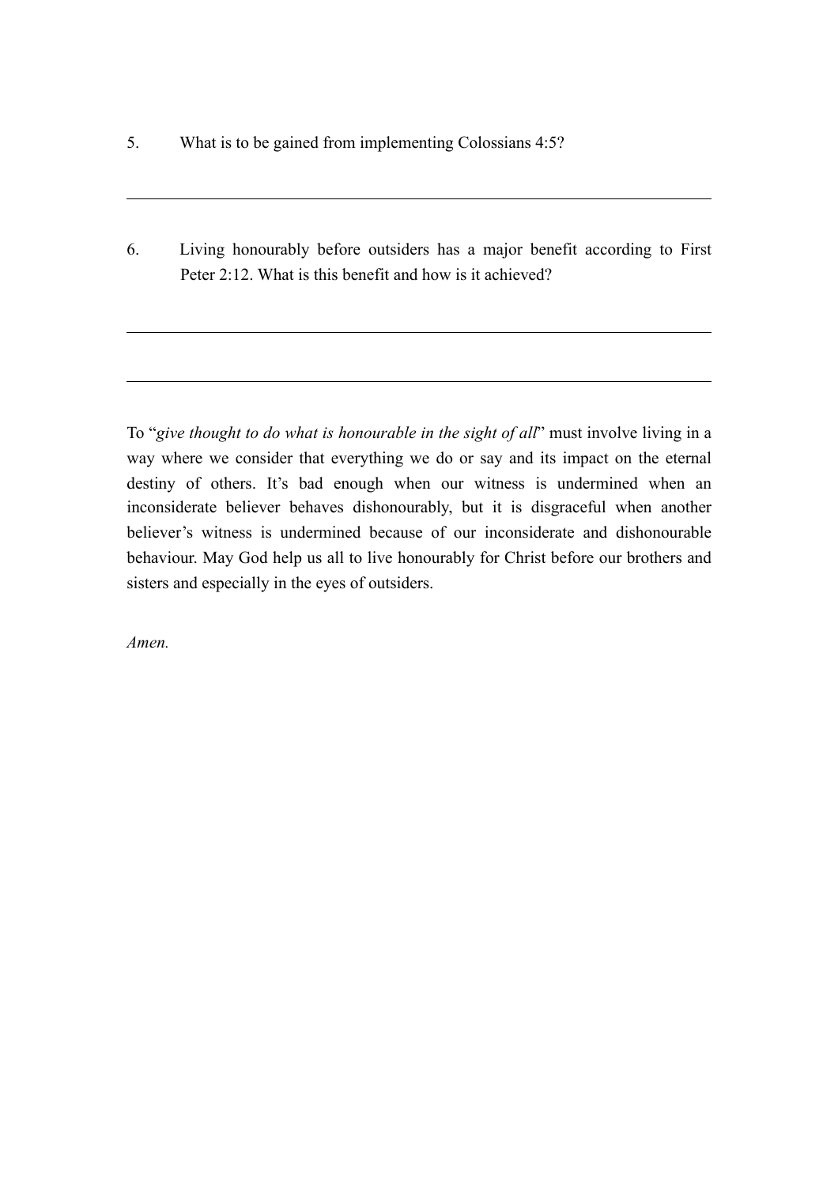5. What is to be gained from implementing Colossians 4:5?

---

6. Living honourably before outsiders has a major benefit according to First Peter 2:12. What is this benefit and how is it achieved?

---

---

To "*give thought to do what is honourable in the sight of all*" must involve living in a way where we consider that everything we do or say and its impact on the eternal destiny of others. It's bad enough when our witness is undermined when an inconsiderate believer behaves dishonourably, but it is disgraceful when another believer's witness is undermined because of our inconsiderate and dishonourable behaviour. May God help us all to live honourably for Christ before our brothers and sisters and especially in the eyes of outsiders.

*Amen.*